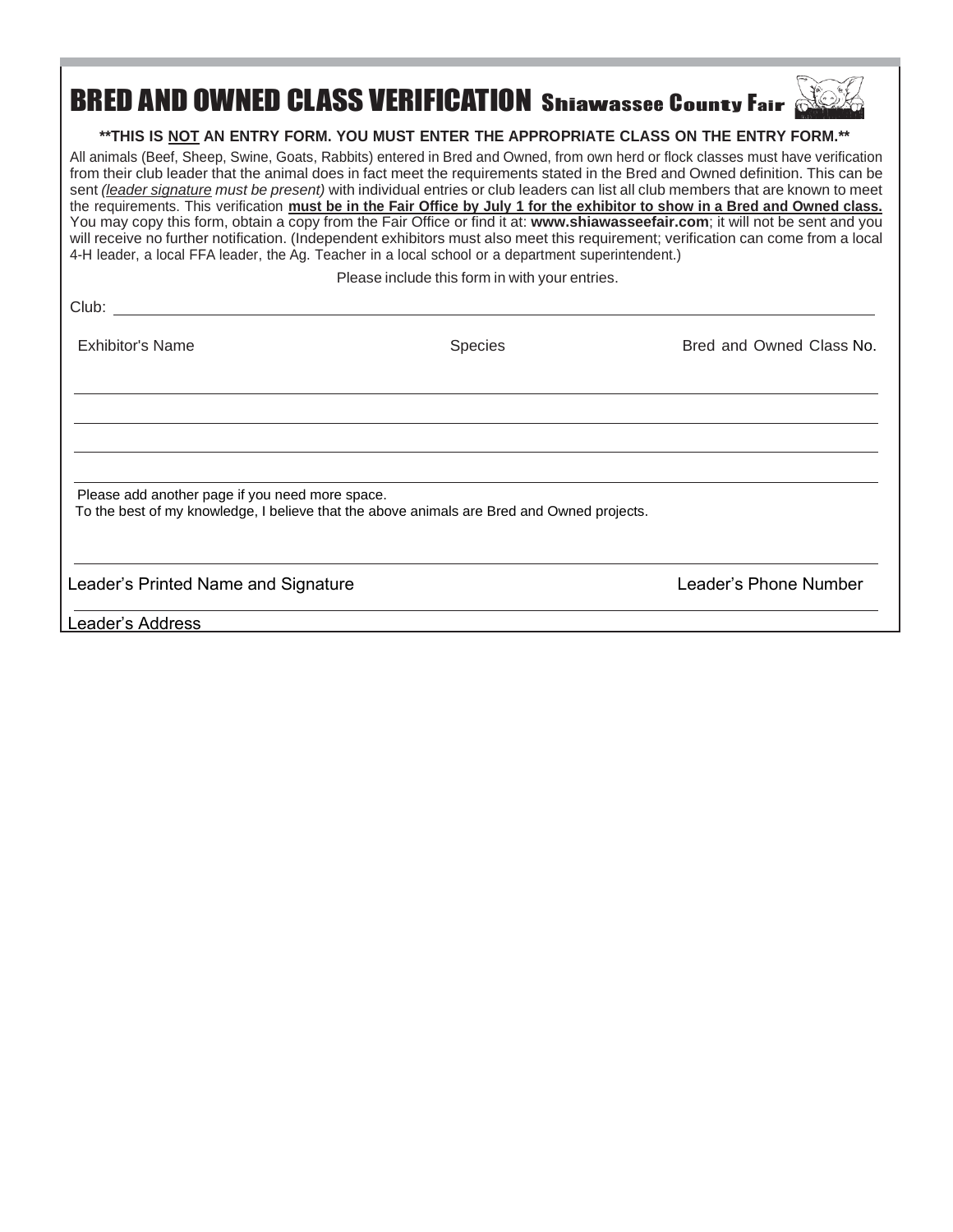# BRED AND OWNED CLASS VERIFICATION Shiawassee County Fair

**\*\*THIS IS NOT AN ENTRY FORM. YOU MUST ENTER THE APPROPRIATE CLASS ON THE ENTRY FORM.\*\***

All animals (Beef, Sheep, Swine, Goats, Rabbits) entered in Bred and Owned, from own herd or flock classes must have verification from their club leader that the animal does in fact meet the requirements stated in the Bred and Owned definition. This can be sent *(leader signature must be present)* with individual entries or club leaders can list all club members that are known to meet the requirements. This verification **must be in the Fair Office by July 1 for the exhibitor to show in a Bred and Owned class.** You may copy this form, obtain a copy from the Fair Office or find it at: **www.shiawasseefair.com**; it will not be sent and you will receive no further notification. (Independent exhibitors must also meet this requirement; verification can come from a local 4-H leader, a local FFA leader, the Ag. Teacher in a local school or a department superintendent.)

Please include this form in with your entries.

Club: ______________________________

| Exhibitor's Name | Species | Bred and Owned Class No. |
|---|---|---|
| | | |
| | | |
| | | |
| | | |

Please add another page if you need more space.

To the best of my knowledge, I believe that the above animals are Bred and Owned projects.

______________________________

Leader's Printed Name and Signature — Leader's Phone Number

______________________________

Leader's Address